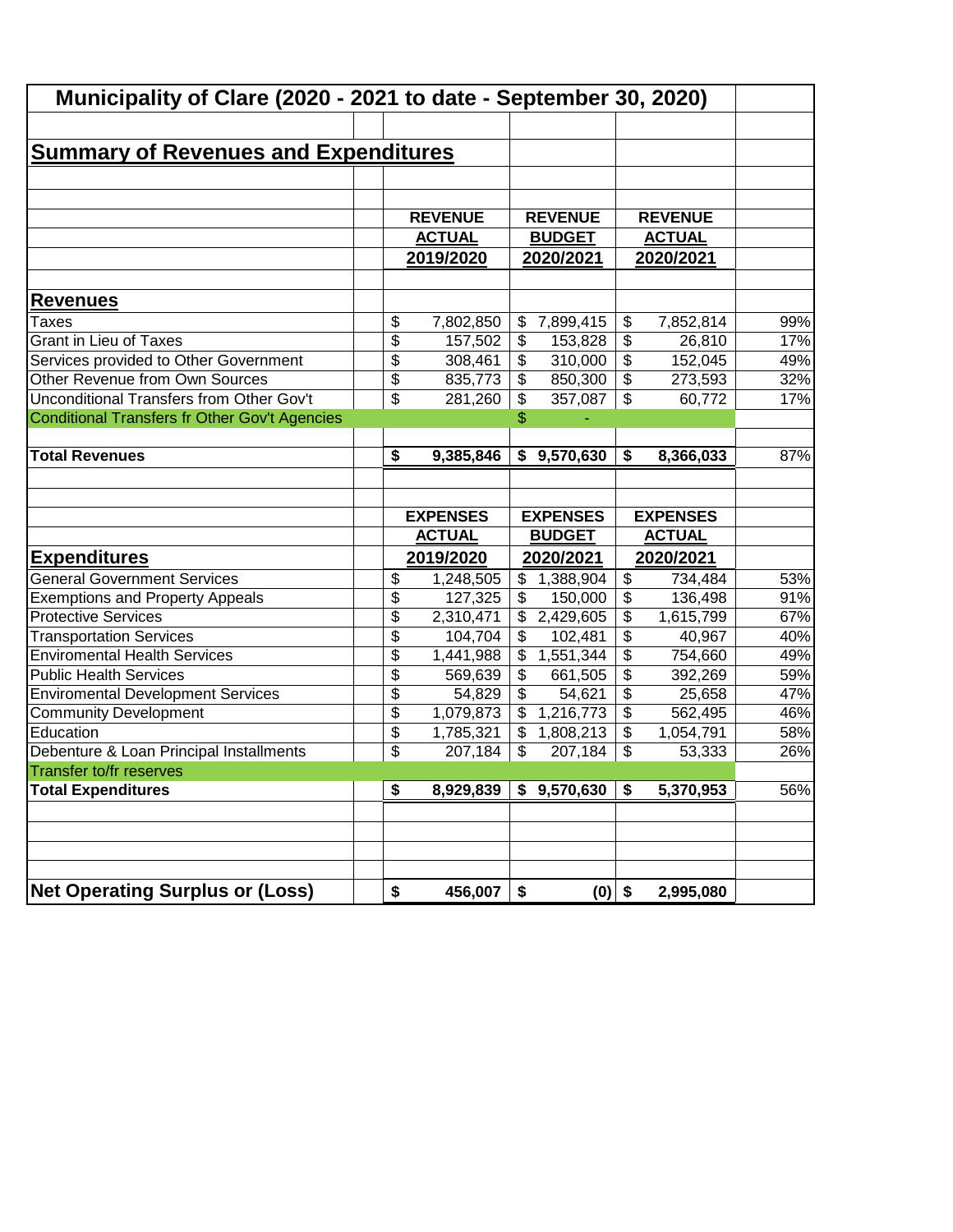# Municipality of Clare (2020 - 2021 to date - September 30, 2020)

## Summary of Revenues and Expenditures

| | REVENUE ACTUAL 2019/2020 | REVENUE BUDGET 2020/2021 | REVENUE ACTUAL 2020/2021 | |
|---|---|---|---|---|
| **Revenues** | | | | |
| Taxes | $ 7,802,850 | $ 7,899,415 | $ 7,852,814 | 99% |
| Grant in Lieu of Taxes | $ 157,502 | $ 153,828 | $ 26,810 | 17% |
| Services provided to Other Government | $ 308,461 | $ 310,000 | $ 152,045 | 49% |
| Other Revenue from Own Sources | $ 835,773 | $ 850,300 | $ 273,593 | 32% |
| Unconditional Transfers from Other Gov't | $ 281,260 | $ 357,087 | $ 60,772 | 17% |
| Conditional Transfers fr Other Gov't Agencies | | $ - | | |
| **Total Revenues** | **$ 9,385,846** | **$ 9,570,630** | **$ 8,366,033** | 87% |

| | EXPENSES ACTUAL 2019/2020 | EXPENSES BUDGET 2020/2021 | EXPENSES ACTUAL 2020/2021 | |
|---|---|---|---|---|
| **Expenditures** | | | | |
| General Government Services | $ 1,248,505 | $ 1,388,904 | $ 734,484 | 53% |
| Exemptions and Property Appeals | $ 127,325 | $ 150,000 | $ 136,498 | 91% |
| Protective Services | $ 2,310,471 | $ 2,429,605 | $ 1,615,799 | 67% |
| Transportation Services | $ 104,704 | $ 102,481 | $ 40,967 | 40% |
| Enviromental Health Services | $ 1,441,988 | $ 1,551,344 | $ 754,660 | 49% |
| Public Health Services | $ 569,639 | $ 661,505 | $ 392,269 | 59% |
| Enviromental Development Services | $ 54,829 | $ 54,621 | $ 25,658 | 47% |
| Community Development | $ 1,079,873 | $ 1,216,773 | $ 562,495 | 46% |
| Education | $ 1,785,321 | $ 1,808,213 | $ 1,054,791 | 58% |
| Debenture & Loan Principal Installments | $ 207,184 | $ 207,184 | $ 53,333 | 26% |
| Transfer to/fr reserves | | | | |
| **Total Expenditures** | **$ 8,929,839** | **$ 9,570,630** | **$ 5,370,953** | 56% |
| | | | | |
| **Net Operating Surplus or (Loss)** | **$ 456,007** | **$ (0)** | **$ 2,995,080** | |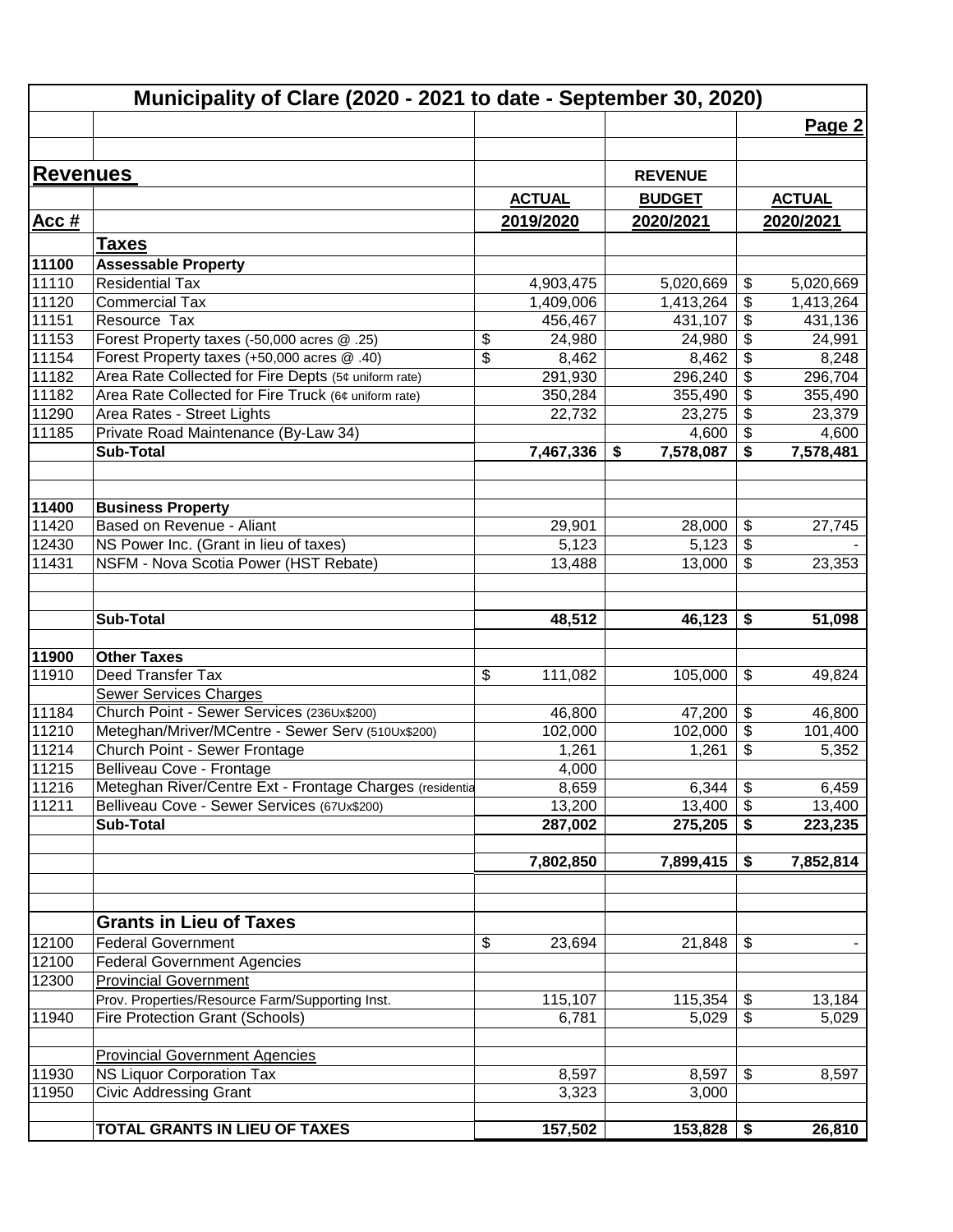# Municipality of Clare (2020 - 2021 to date - September 30, 2020)

**Page 2**

## Revenues

| Acc # | | ACTUAL 2019/2020 | REVENUE BUDGET 2020/2021 | ACTUAL 2020/2021 |
|---|---|---|---|---|
| | **Taxes** | | | |
| 11100 | **Assessable Property** | | | |
| 11110 | Residential Tax | 4,903,475 | 5,020,669 | $ 5,020,669 |
| 11120 | Commercial Tax | 1,409,006 | 1,413,264 | $ 1,413,264 |
| 11151 | Resource Tax | 456,467 | 431,107 | $ 431,136 |
| 11153 | Forest Property taxes (-50,000 acres @ .25) | $ 24,980 | 24,980 | $ 24,991 |
| 11154 | Forest Property taxes (+50,000 acres @ .40) | $ 8,462 | 8,462 | $ 8,248 |
| 11182 | Area Rate Collected for Fire Depts (5¢ uniform rate) | 291,930 | 296,240 | $ 296,704 |
| 11182 | Area Rate Collected for Fire Truck (6¢ uniform rate) | 350,284 | 355,490 | $ 355,490 |
| 11290 | Area Rates - Street Lights | 22,732 | 23,275 | $ 23,379 |
| 11185 | Private Road Maintenance (By-Law 34) | | 4,600 | $ 4,600 |
| | **Sub-Total** | **7,467,336** | **$ 7,578,087** | **$ 7,578,481** |
| 11400 | **Business Property** | | | |
| 11420 | Based on Revenue - Aliant | 29,901 | 28,000 | $ 27,745 |
| 12430 | NS Power Inc. (Grant in lieu of taxes) | 5,123 | 5,123 | $ - |
| 11431 | NSFM - Nova Scotia Power (HST Rebate) | 13,488 | 13,000 | $ 23,353 |
| | **Sub-Total** | **48,512** | **46,123** | **$ 51,098** |
| 11900 | **Other Taxes** | | | |
| 11910 | Deed Transfer Tax | $ 111,082 | 105,000 | $ 49,824 |
| | Sewer Services Charges | | | |
| 11184 | Church Point - Sewer Services (236Ux$200) | 46,800 | 47,200 | $ 46,800 |
| 11210 | Meteghan/Mriver/MCentre - Sewer Serv (510Ux$200) | 102,000 | 102,000 | $ 101,400 |
| 11214 | Church Point - Sewer Frontage | 1,261 | 1,261 | $ 5,352 |
| 11215 | Belliveau Cove - Frontage | 4,000 | | |
| 11216 | Meteghan River/Centre Ext - Frontage Charges (residentia | 8,659 | 6,344 | $ 6,459 |
| 11211 | Belliveau Cove - Sewer Services (67Ux$200) | 13,200 | 13,400 | $ 13,400 |
| | **Sub-Total** | **287,002** | **275,205** | **$ 223,235** |
| | | **7,802,850** | **7,899,415** | **$ 7,852,814** |
| | **Grants in Lieu of Taxes** | | | |
| 12100 | Federal Government | $ 23,694 | 21,848 | $ - |
| 12100 | Federal Government Agencies | | | |
| 12300 | Provincial Government | | | |
| | Prov. Properties/Resource Farm/Supporting Inst. | 115,107 | 115,354 | $ 13,184 |
| 11940 | Fire Protection Grant (Schools) | 6,781 | 5,029 | $ 5,029 |
| | Provincial Government Agencies | | | |
| 11930 | NS Liquor Corporation Tax | 8,597 | 8,597 | $ 8,597 |
| 11950 | Civic Addressing Grant | 3,323 | 3,000 | |
| | **TOTAL GRANTS IN LIEU OF TAXES** | **157,502** | **153,828** | **$ 26,810** |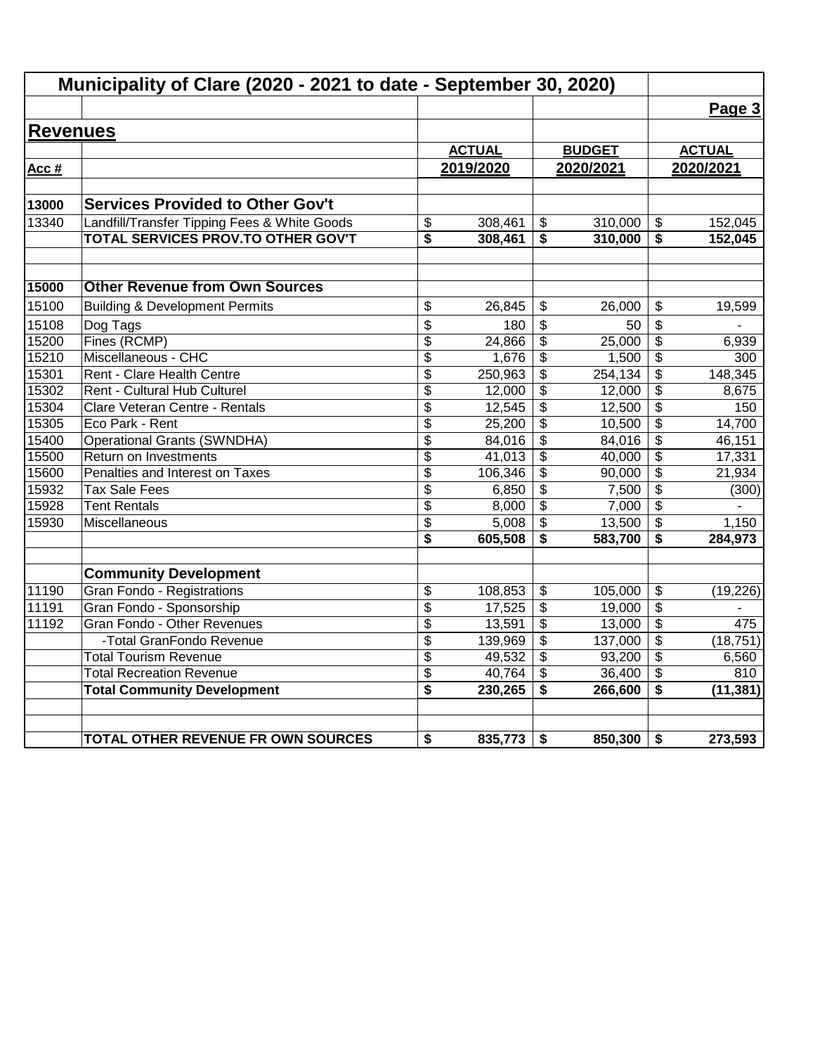# Municipality of Clare (2020 - 2021 to date - September 30, 2020)

## Revenues

| Acc # | | ACTUAL 2019/2020 | BUDGET 2020/2021 | ACTUAL 2020/2021 |
|---|---|---|---|---|
| **13000** | **Services Provided to Other Gov't** | | | |
| 13340 | Landfill/Transfer Tipping Fees & White Goods | $ 308,461 | $ 310,000 | $ 152,045 |
| | **TOTAL SERVICES PROV.TO OTHER GOV'T** | **$ 308,461** | **$ 310,000** | **$ 152,045** |
| | | | | |
| **15000** | **Other Revenue from Own Sources** | | | |
| 15100 | Building & Development Permits | $ 26,845 | $ 26,000 | $ 19,599 |
| 15108 | Dog Tags | $ 180 | $ 50 | $ - |
| 15200 | Fines (RCMP) | $ 24,866 | $ 25,000 | $ 6,939 |
| 15210 | Miscellaneous - CHC | $ 1,676 | $ 1,500 | $ 300 |
| 15301 | Rent - Clare Health Centre | $ 250,963 | $ 254,134 | $ 148,345 |
| 15302 | Rent - Cultural Hub Culturel | $ 12,000 | $ 12,000 | $ 8,675 |
| 15304 | Clare Veteran Centre - Rentals | $ 12,545 | $ 12,500 | $ 150 |
| 15305 | Eco Park - Rent | $ 25,200 | $ 10,500 | $ 14,700 |
| 15400 | Operational Grants (SWNDHA) | $ 84,016 | $ 84,016 | $ 46,151 |
| 15500 | Return on Investments | $ 41,013 | $ 40,000 | $ 17,331 |
| 15600 | Penalties and Interest on Taxes | $ 106,346 | $ 90,000 | $ 21,934 |
| 15932 | Tax Sale Fees | $ 6,850 | $ 7,500 | $ (300) |
| 15928 | Tent Rentals | $ 8,000 | $ 7,000 | $ - |
| 15930 | Miscellaneous | $ 5,008 | $ 13,500 | $ 1,150 |
| | | **$ 605,508** | **$ 583,700** | **$ 284,973** |
| | | | | |
| | **Community Development** | | | |
| 11190 | Gran Fondo - Registrations | $ 108,853 | $ 105,000 | $ (19,226) |
| 11191 | Gran Fondo - Sponsorship | $ 17,525 | $ 19,000 | $ - |
| 11192 | Gran Fondo - Other Revenues | $ 13,591 | $ 13,000 | $ 475 |
| | -Total GranFondo Revenue | $ 139,969 | $ 137,000 | $ (18,751) |
| | Total Tourism Revenue | $ 49,532 | $ 93,200 | $ 6,560 |
| | Total Recreation Revenue | $ 40,764 | $ 36,400 | $ 810 |
| | **Total Community Development** | **$ 230,265** | **$ 266,600** | **$ (11,381)** |
| | | | | |
| | **TOTAL OTHER REVENUE FR OWN SOURCES** | **$ 835,773** | **$ 850,300** | **$ 273,593** |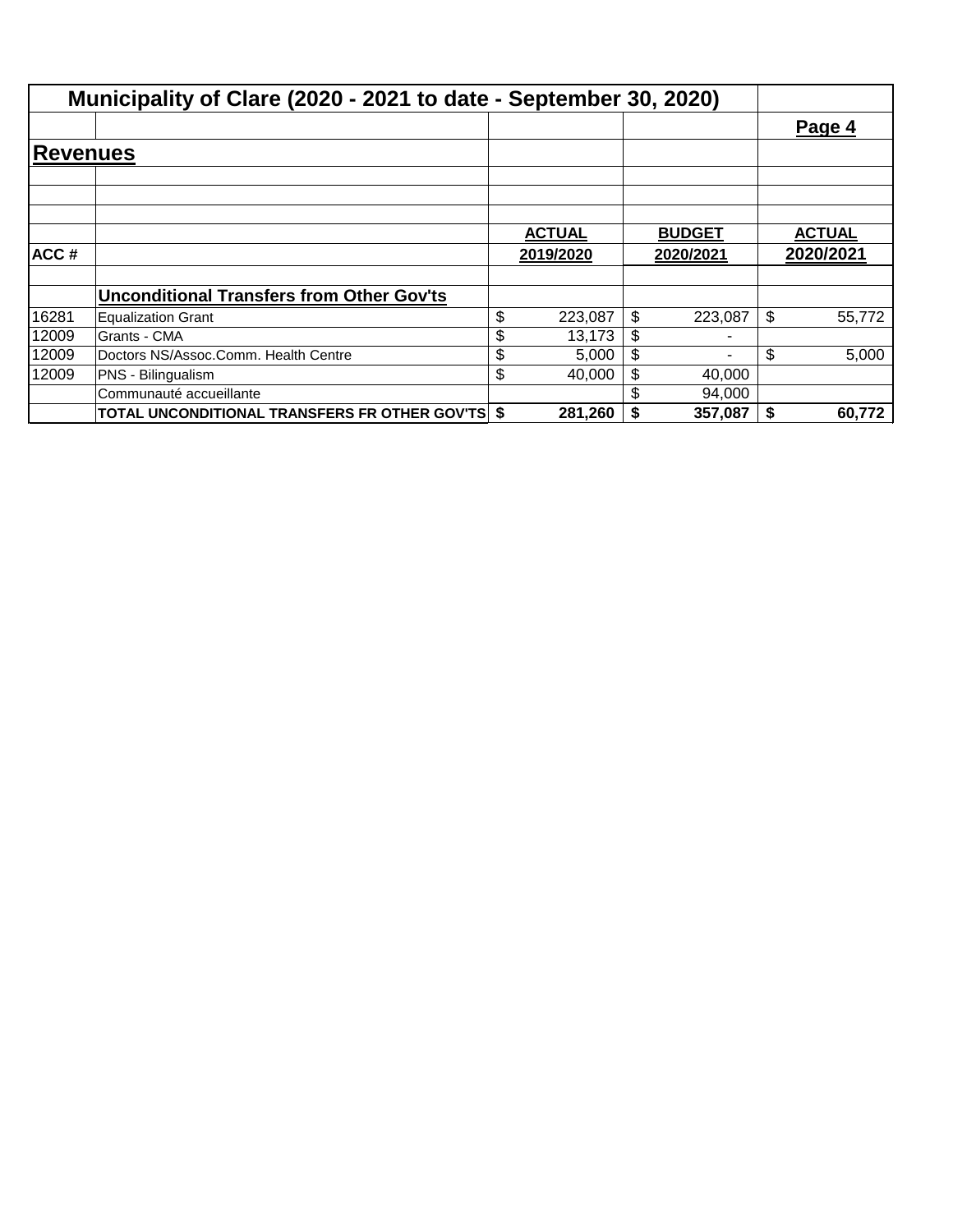# Municipality of Clare (2020 - 2021 to date - September 30, 2020)

## Revenues

| ACC # | | ACTUAL 2019/2020 | BUDGET 2020/2021 | ACTUAL 2020/2021 |
|---|---|---|---|---|
| | **Unconditional Transfers from Other Gov'ts** | | | |
| 16281 | Equalization Grant | $ 223,087 | $ 223,087 | $ 55,772 |
| 12009 | Grants - CMA | $ 13,173 | $ - | |
| 12009 | Doctors NS/Assoc.Comm. Health Centre | $ 5,000 | $ - | $ 5,000 |
| 12009 | PNS - Bilingualism | $ 40,000 | $ 40,000 | |
| | Communauté accueillante | | $ 94,000 | |
| | **TOTAL UNCONDITIONAL TRANSFERS FR OTHER GOV'TS** | **$ 281,260** | **$ 357,087** | **$ 60,772** |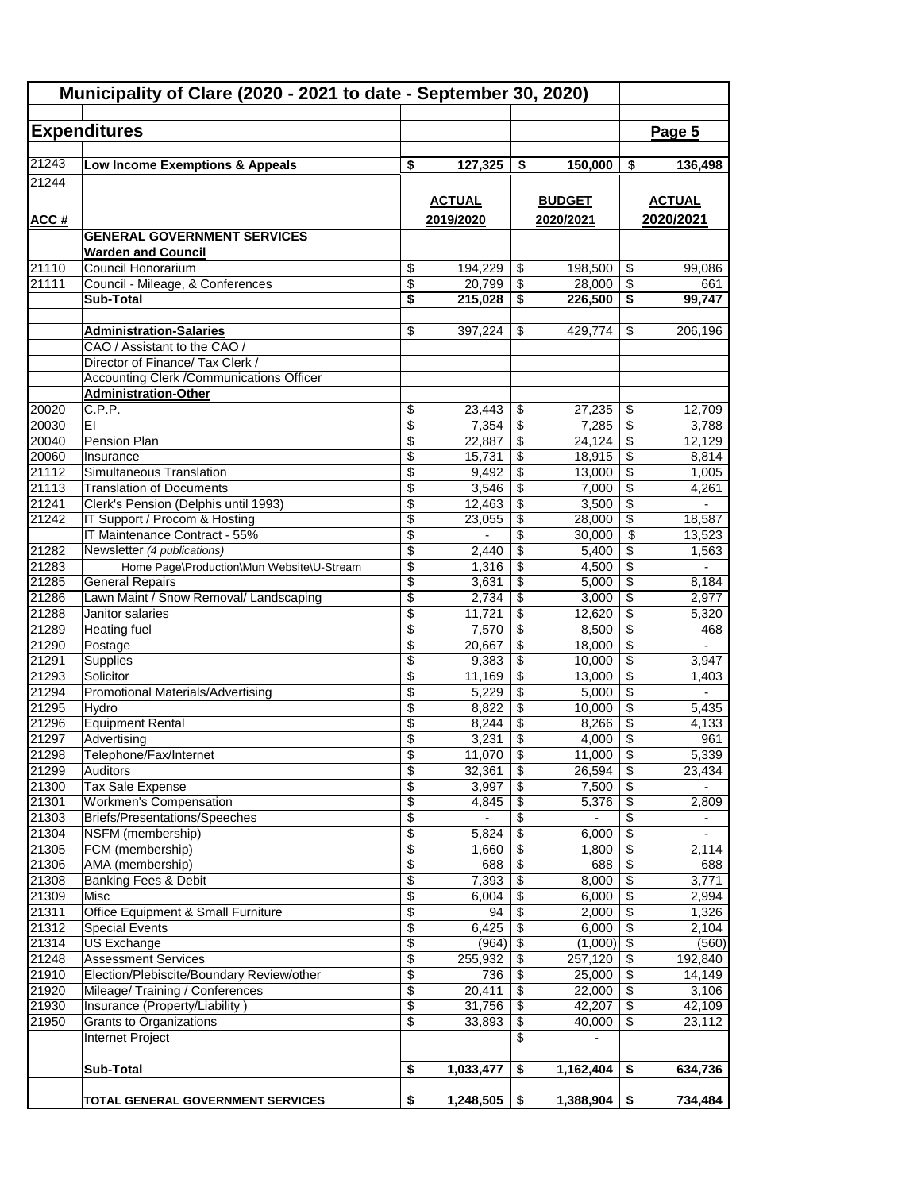## Municipality of Clare (2020 - 2021 to date - September 30, 2020)

### Expenditures

Page 5

| ACC # | | ACTUAL 2019/2020 | BUDGET 2020/2021 | ACTUAL 2020/2021 |
|---|---|---|---|---|
| 21243 | **Low Income Exemptions & Appeals** | **$ 127,325** | **$ 150,000** | **$ 136,498** |
| 21244 | | | | |
| | **GENERAL GOVERNMENT SERVICES** | | | |
| | **Warden and Council** | | | |
| 21110 | Council Honorarium | $ 194,229 | $ 198,500 | $ 99,086 |
| 21111 | Council - Mileage, & Conferences | $ 20,799 | $ 28,000 | $ 661 |
| | **Sub-Total** | **$ 215,028** | **$ 226,500** | **$ 99,747** |
| | | | | |
| | **Administration-Salaries** | $ 397,224 | $ 429,774 | $ 206,196 |
| | CAO / Assistant to the CAO / | | | |
| | Director of Finance/ Tax Clerk / | | | |
| | Accounting Clerk /Communications Officer | | | |
| | **Administration-Other** | | | |
| 20020 | C.P.P. | $ 23,443 | $ 27,235 | $ 12,709 |
| 20030 | EI | $ 7,354 | $ 7,285 | $ 3,788 |
| 20040 | Pension Plan | $ 22,887 | $ 24,124 | $ 12,129 |
| 20060 | Insurance | $ 15,731 | $ 18,915 | $ 8,814 |
| 21112 | Simultaneous Translation | $ 9,492 | $ 13,000 | $ 1,005 |
| 21113 | Translation of Documents | $ 3,546 | $ 7,000 | $ 4,261 |
| 21241 | Clerk's Pension (Delphis until 1993) | $ 12,463 | $ 3,500 | $ - |
| 21242 | IT Support / Procom & Hosting | $ 23,055 | $ 28,000 | $ 18,587 |
| | IT Maintenance Contract - 55% | $ - | $ 30,000 | $ 13,523 |
| 21282 | Newsletter *(4 publications)* | $ 2,440 | $ 5,400 | $ 1,563 |
| 21283 | Home Page\Production\Mun Website\U-Stream | $ 1,316 | $ 4,500 | $ - |
| 21285 | General Repairs | $ 3,631 | $ 5,000 | $ 8,184 |
| 21286 | Lawn Maint / Snow Removal/ Landscaping | $ 2,734 | $ 3,000 | $ 2,977 |
| 21288 | Janitor salaries | $ 11,721 | $ 12,620 | $ 5,320 |
| 21289 | Heating fuel | $ 7,570 | $ 8,500 | $ 468 |
| 21290 | Postage | $ 20,667 | $ 18,000 | $ - |
| 21291 | Supplies | $ 9,383 | $ 10,000 | $ 3,947 |
| 21293 | Solicitor | $ 11,169 | $ 13,000 | $ 1,403 |
| 21294 | Promotional Materials/Advertising | $ 5,229 | $ 5,000 | $ - |
| 21295 | Hydro | $ 8,822 | $ 10,000 | $ 5,435 |
| 21296 | Equipment Rental | $ 8,244 | $ 8,266 | $ 4,133 |
| 21297 | Advertising | $ 3,231 | $ 4,000 | $ 961 |
| 21298 | Telephone/Fax/Internet | $ 11,070 | $ 11,000 | $ 5,339 |
| 21299 | Auditors | $ 32,361 | $ 26,594 | $ 23,434 |
| 21300 | Tax Sale Expense | $ 3,997 | $ 7,500 | $ - |
| 21301 | Workmen's Compensation | $ 4,845 | $ 5,376 | $ 2,809 |
| 21303 | Briefs/Presentations/Speeches | $ - | $ - | $ - |
| 21304 | NSFM (membership) | $ 5,824 | $ 6,000 | $ - |
| 21305 | FCM (membership) | $ 1,660 | $ 1,800 | $ 2,114 |
| 21306 | AMA (membership) | $ 688 | $ 688 | $ 688 |
| 21308 | Banking Fees & Debit | $ 7,393 | $ 8,000 | $ 3,771 |
| 21309 | Misc | $ 6,004 | $ 6,000 | $ 2,994 |
| 21311 | Office Equipment & Small Furniture | $ 94 | $ 2,000 | $ 1,326 |
| 21312 | Special Events | $ 6,425 | $ 6,000 | $ 2,104 |
| 21314 | US Exchange | $ (964) | $ (1,000) | $ (560) |
| 21248 | Assessment Services | $ 255,932 | $ 257,120 | $ 192,840 |
| 21910 | Election/Plebiscite/Boundary Review/other | $ 736 | $ 25,000 | $ 14,149 |
| 21920 | Mileage/ Training / Conferences | $ 20,411 | $ 22,000 | $ 3,106 |
| 21930 | Insurance (Property/Liability ) | $ 31,756 | $ 42,207 | $ 42,109 |
| 21950 | Grants to Organizations | $ 33,893 | $ 40,000 | $ 23,112 |
| | Internet Project | | $ - | |
| | | | | |
| | **Sub-Total** | **$ 1,033,477** | **$ 1,162,404** | **$ 634,736** |
| | | | | |
| | **TOTAL GENERAL GOVERNMENT SERVICES** | **$ 1,248,505** | **$ 1,388,904** | **$ 734,484** |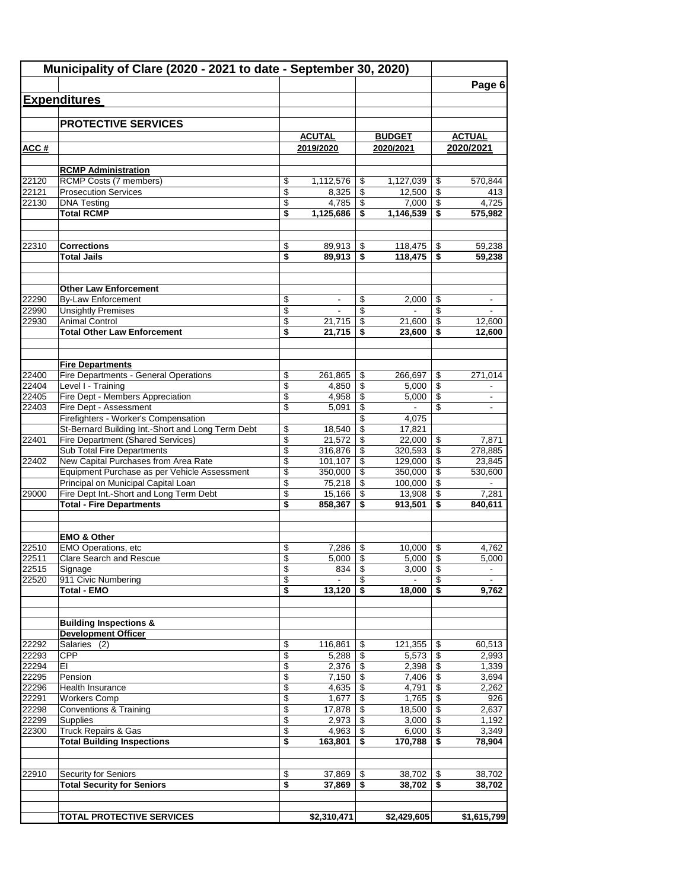## Municipality of Clare (2020 - 2021 to date - September 30, 2020)

Page 6

## Expenditures

### PROTECTIVE SERVICES

| ACC # | | ACUTAL 2019/2020 | BUDGET 2020/2021 | ACTUAL 2020/2021 |
|---|---|---|---|---|
| | **RCMP Administration** | | | |
| 22120 | RCMP Costs (7 members) | $ 1,112,576 | $ 1,127,039 | $ 570,844 |
| 22121 | Prosecution Services | $ 8,325 | $ 12,500 | $ 413 |
| 22130 | DNA Testing | $ 4,785 | $ 7,000 | $ 4,725 |
| | **Total RCMP** | **$ 1,125,686** | **$ 1,146,539** | **$ 575,982** |
| | | | | |
| 22310 | **Corrections** | $ 89,913 | $ 118,475 | $ 59,238 |
| | **Total Jails** | **$ 89,913** | **$ 118,475** | **$ 59,238** |
| | | | | |
| | **Other Law Enforcement** | | | |
| 22290 | By-Law Enforcement | $ - | $ 2,000 | $ - |
| 22990 | Unsightly Premises | $ - | $ - | $ - |
| 22930 | Animal Control | $ 21,715 | $ 21,600 | $ 12,600 |
| | **Total Other Law Enforcement** | **$ 21,715** | **$ 23,600** | **$ 12,600** |
| | | | | |
| | **Fire Departments** | | | |
| 22400 | Fire Departments - General Operations | $ 261,865 | $ 266,697 | $ 271,014 |
| 22404 | Level I - Training | $ 4,850 | $ 5,000 | $ - |
| 22405 | Fire Dept - Members Appreciation | $ 4,958 | $ 5,000 | $ - |
| 22403 | Fire Dept - Assessment | $ 5,091 | $ - | $ - |
| | Firefighters - Worker's Compensation | | $ 4,075 | |
| | St-Bernard Building Int.-Short and Long Term Debt | $ 18,540 | $ 17,821 | |
| 22401 | Fire Department (Shared Services) | $ 21,572 | $ 22,000 | $ 7,871 |
| | Sub Total Fire Departments | $ 316,876 | $ 320,593 | $ 278,885 |
| 22402 | New Capital Purchases from Area Rate | $ 101,107 | $ 129,000 | $ 23,845 |
| | Equipment Purchase as per Vehicle Assessment | $ 350,000 | $ 350,000 | $ 530,600 |
| | Principal on Municipal Capital Loan | $ 75,218 | $ 100,000 | $ - |
| 29000 | Fire Dept Int.-Short and Long Term Debt | $ 15,166 | $ 13,908 | $ 7,281 |
| | **Total - Fire Departments** | **$ 858,367** | **$ 913,501** | **$ 840,611** |
| | | | | |
| | **EMO & Other** | | | |
| 22510 | EMO Operations, etc | $ 7,286 | $ 10,000 | $ 4,762 |
| 22511 | Clare Search and Rescue | $ 5,000 | $ 5,000 | $ 5,000 |
| 22515 | Signage | $ 834 | $ 3,000 | $ - |
| 22520 | 911 Civic Numbering | $ - | $ - | $ - |
| | **Total - EMO** | **$ 13,120** | **$ 18,000** | **$ 9,762** |
| | | | | |
| | **Building Inspections & Development Officer** | | | |
| 22292 | Salaries (2) | $ 116,861 | $ 121,355 | $ 60,513 |
| 22293 | CPP | $ 5,288 | $ 5,573 | $ 2,993 |
| 22294 | EI | $ 2,376 | $ 2,398 | $ 1,339 |
| 22295 | Pension | $ 7,150 | $ 7,406 | $ 3,694 |
| 22296 | Health Insurance | $ 4,635 | $ 4,791 | $ 2,262 |
| 22291 | Workers Comp | $ 1,677 | $ 1,765 | $ 926 |
| 22298 | Conventions & Training | $ 17,878 | $ 18,500 | $ 2,637 |
| 22299 | Supplies | $ 2,973 | $ 3,000 | $ 1,192 |
| 22300 | Truck Repairs & Gas | $ 4,963 | $ 6,000 | $ 3,349 |
| | **Total Building Inspections** | **$ 163,801** | **$ 170,788** | **$ 78,904** |
| | | | | |
| 22910 | Security for Seniors | $ 37,869 | $ 38,702 | $ 38,702 |
| | **Total Security for Seniors** | **$ 37,869** | **$ 38,702** | **$ 38,702** |
| | | | | |
| | **TOTAL PROTECTIVE SERVICES** | **$2,310,471** | **$2,429,605** | **$1,615,799** |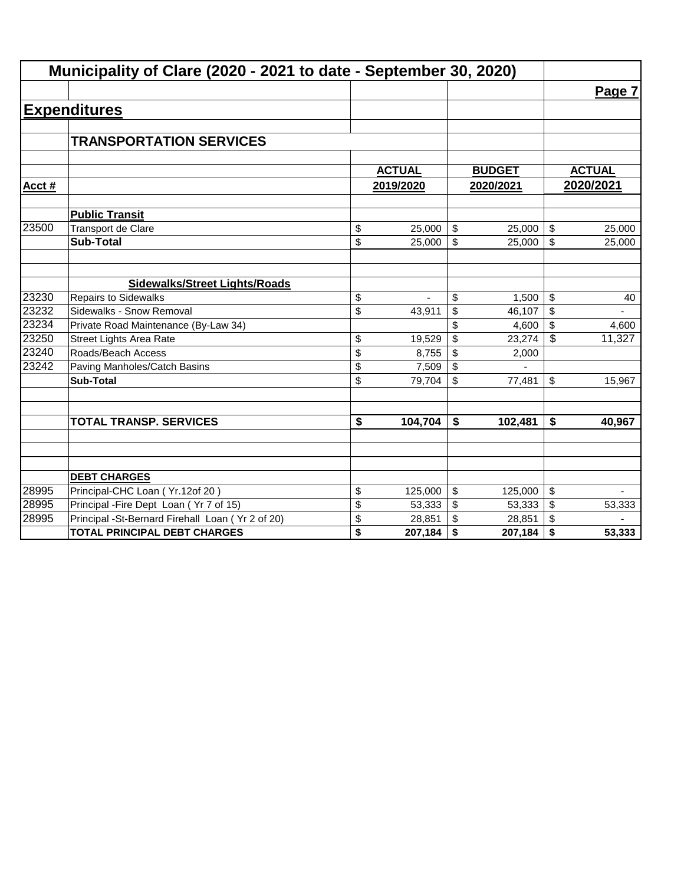# Municipality of Clare (2020 - 2021 to date - September 30, 2020)

Page 7

## Expenditures

### TRANSPORTATION SERVICES

| Acct # | | ACTUAL 2019/2020 | BUDGET 2020/2021 | ACTUAL 2020/2021 |
|---|---|---|---|---|
| | **Public Transit** | | | |
| 23500 | Transport de Clare | $ 25,000 | $ 25,000 | $ 25,000 |
| | **Sub-Total** | $ 25,000 | $ 25,000 | $ 25,000 |
| | | | | |
| | **Sidewalks/Street Lights/Roads** | | | |
| 23230 | Repairs to Sidewalks | $ - | $ 1,500 | $ 40 |
| 23232 | Sidewalks - Snow Removal | $ 43,911 | $ 46,107 | $ - |
| 23234 | Private Road Maintenance (By-Law 34) | | $ 4,600 | $ 4,600 |
| 23250 | Street Lights Area Rate | $ 19,529 | $ 23,274 | $ 11,327 |
| 23240 | Roads/Beach Access | $ 8,755 | $ 2,000 | |
| 23242 | Paving Manholes/Catch Basins | $ 7,509 | $ - | |
| | **Sub-Total** | $ 79,704 | $ 77,481 | $ 15,967 |
| | | | | |
| | **TOTAL TRANSP. SERVICES** | **$ 104,704** | **$ 102,481** | **$ 40,967** |
| | | | | |
| | **DEBT CHARGES** | | | |
| 28995 | Principal-CHC Loan ( Yr.12of 20 ) | $ 125,000 | $ 125,000 | $ - |
| 28995 | Principal -Fire Dept Loan ( Yr 7 of 15) | $ 53,333 | $ 53,333 | $ 53,333 |
| 28995 | Principal -St-Bernard Firehall Loan ( Yr 2 of 20) | $ 28,851 | $ 28,851 | $ - |
| | **TOTAL PRINCIPAL DEBT CHARGES** | **$ 207,184** | **$ 207,184** | **$ 53,333** |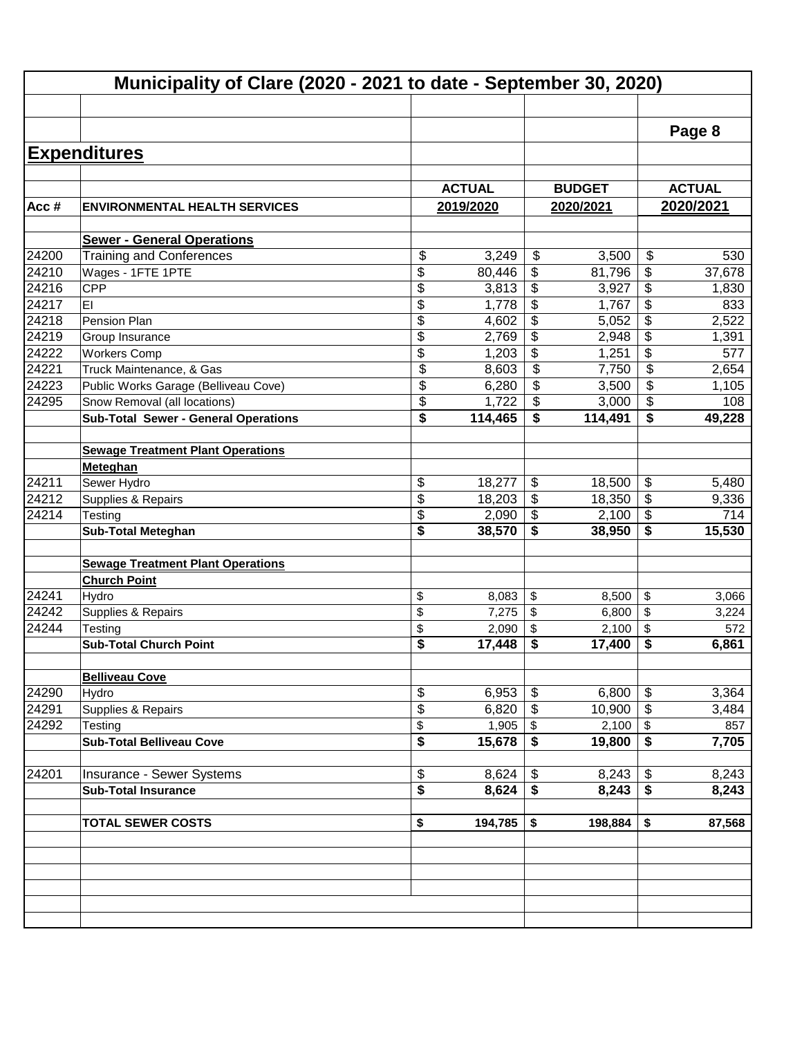# Municipality of Clare (2020 - 2021 to date - September 30, 2020)

Page 8

## Expenditures

| Acc # | ENVIRONMENTAL HEALTH SERVICES | ACTUAL 2019/2020 | BUDGET 2020/2021 | ACTUAL 2020/2021 |
|---|---|---|---|---|
| | **Sewer - General Operations** | | | |
| 24200 | Training and Conferences | $ 3,249 | $ 3,500 | $ 530 |
| 24210 | Wages - 1FTE 1PTE | $ 80,446 | $ 81,796 | $ 37,678 |
| 24216 | CPP | $ 3,813 | $ 3,927 | $ 1,830 |
| 24217 | EI | $ 1,778 | $ 1,767 | $ 833 |
| 24218 | Pension Plan | $ 4,602 | $ 5,052 | $ 2,522 |
| 24219 | Group Insurance | $ 2,769 | $ 2,948 | $ 1,391 |
| 24222 | Workers Comp | $ 1,203 | $ 1,251 | $ 577 |
| 24221 | Truck Maintenance, & Gas | $ 8,603 | $ 7,750 | $ 2,654 |
| 24223 | Public Works Garage (Belliveau Cove) | $ 6,280 | $ 3,500 | $ 1,105 |
| 24295 | Snow Removal (all locations) | $ 1,722 | $ 3,000 | $ 108 |
| | **Sub-Total Sewer - General Operations** | **$ 114,465** | **$ 114,491** | **$ 49,228** |
| | | | | |
| | **Sewage Treatment Plant Operations** | | | |
| | **Meteghan** | | | |
| 24211 | Sewer Hydro | $ 18,277 | $ 18,500 | $ 5,480 |
| 24212 | Supplies & Repairs | $ 18,203 | $ 18,350 | $ 9,336 |
| 24214 | Testing | $ 2,090 | $ 2,100 | $ 714 |
| | **Sub-Total Meteghan** | **$ 38,570** | **$ 38,950** | **$ 15,530** |
| | | | | |
| | **Sewage Treatment Plant Operations** | | | |
| | **Church Point** | | | |
| 24241 | Hydro | $ 8,083 | $ 8,500 | $ 3,066 |
| 24242 | Supplies & Repairs | $ 7,275 | $ 6,800 | $ 3,224 |
| 24244 | Testing | $ 2,090 | $ 2,100 | $ 572 |
| | **Sub-Total Church Point** | **$ 17,448** | **$ 17,400** | **$ 6,861** |
| | | | | |
| | **Belliveau Cove** | | | |
| 24290 | Hydro | $ 6,953 | $ 6,800 | $ 3,364 |
| 24291 | Supplies & Repairs | $ 6,820 | $ 10,900 | $ 3,484 |
| 24292 | Testing | $ 1,905 | $ 2,100 | $ 857 |
| | **Sub-Total Belliveau Cove** | **$ 15,678** | **$ 19,800** | **$ 7,705** |
| | | | | |
| 24201 | Insurance - Sewer Systems | $ 8,624 | $ 8,243 | $ 8,243 |
| | **Sub-Total Insurance** | **$ 8,624** | **$ 8,243** | **$ 8,243** |
| | | | | |
| | **TOTAL SEWER COSTS** | **$ 194,785** | **$ 198,884** | **$ 87,568** |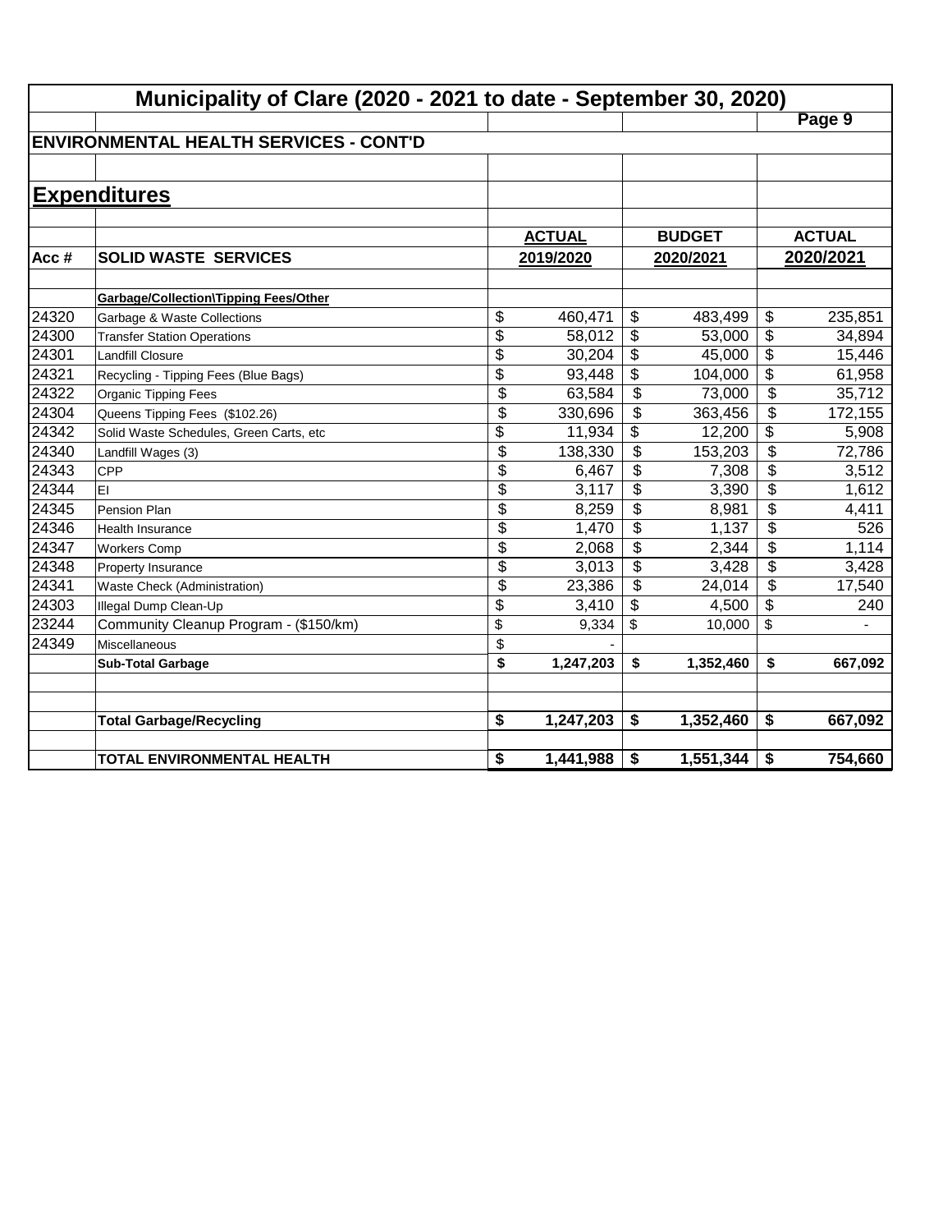# Municipality of Clare (2020 - 2021 to date - September 30, 2020)

## ENVIRONMENTAL HEALTH SERVICES - CONT'D

## Expenditures

| Acc # | SOLID WASTE SERVICES | ACTUAL 2019/2020 | BUDGET 2020/2021 | ACTUAL 2020/2021 |
|---|---|---|---|---|
| | **Garbage/Collection\Tipping Fees/Other** | | | |
| 24320 | Garbage & Waste Collections | $ 460,471 | $ 483,499 | $ 235,851 |
| 24300 | Transfer Station Operations | $ 58,012 | $ 53,000 | $ 34,894 |
| 24301 | Landfill Closure | $ 30,204 | $ 45,000 | $ 15,446 |
| 24321 | Recycling - Tipping Fees (Blue Bags) | $ 93,448 | $ 104,000 | $ 61,958 |
| 24322 | Organic Tipping Fees | $ 63,584 | $ 73,000 | $ 35,712 |
| 24304 | Queens Tipping Fees ($102.26) | $ 330,696 | $ 363,456 | $ 172,155 |
| 24342 | Solid Waste Schedules, Green Carts, etc | $ 11,934 | $ 12,200 | $ 5,908 |
| 24340 | Landfill Wages (3) | $ 138,330 | $ 153,203 | $ 72,786 |
| 24343 | CPP | $ 6,467 | $ 7,308 | $ 3,512 |
| 24344 | EI | $ 3,117 | $ 3,390 | $ 1,612 |
| 24345 | Pension Plan | $ 8,259 | $ 8,981 | $ 4,411 |
| 24346 | Health Insurance | $ 1,470 | $ 1,137 | $ 526 |
| 24347 | Workers Comp | $ 2,068 | $ 2,344 | $ 1,114 |
| 24348 | Property Insurance | $ 3,013 | $ 3,428 | $ 3,428 |
| 24341 | Waste Check (Administration) | $ 23,386 | $ 24,014 | $ 17,540 |
| 24303 | Illegal Dump Clean-Up | $ 3,410 | $ 4,500 | $ 240 |
| 23244 | Community Cleanup Program - ($150/km) | $ 9,334 | $ 10,000 | $ - |
| 24349 | Miscellaneous | $ - | | |
| | **Sub-Total Garbage** | **$ 1,247,203** | **$ 1,352,460** | **$ 667,092** |
| | | | | |
| | **Total Garbage/Recycling** | **$ 1,247,203** | **$ 1,352,460** | **$ 667,092** |
| | | | | |
| | **TOTAL ENVIRONMENTAL HEALTH** | **$ 1,441,988** | **$ 1,551,344** | **$ 754,660** |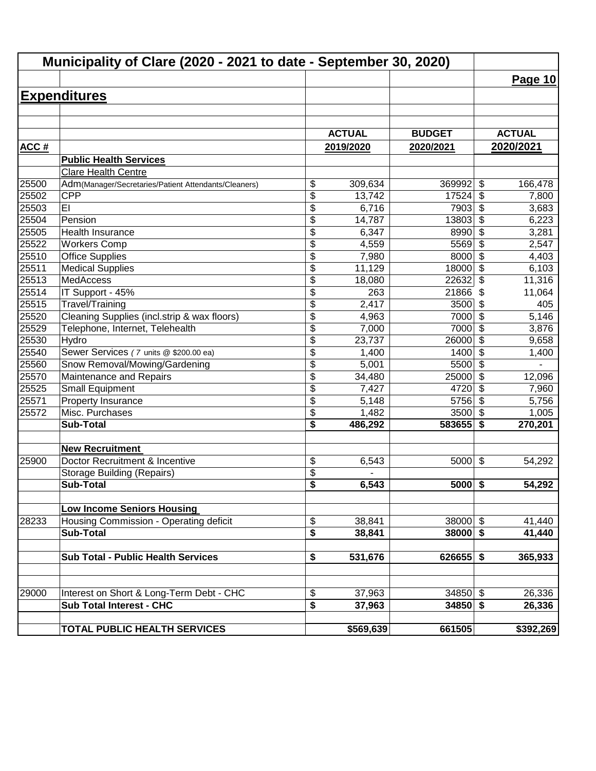# Municipality of Clare (2020 - 2021 to date - September 30, 2020)

Page 10

## Expenditures

| ACC # | | ACTUAL 2019/2020 | BUDGET 2020/2021 | ACTUAL 2020/2021 |
|---|---|---|---|---|
| | **Public Health Services** | | | |
| | Clare Health Centre | | | |
| 25500 | Adm(Manager/Secretaries/Patient Attendants/Cleaners) | $ 309,634 | 369992 | $ 166,478 |
| 25502 | CPP | $ 13,742 | 17524 | $ 7,800 |
| 25503 | EI | $ 6,716 | 7903 | $ 3,683 |
| 25504 | Pension | $ 14,787 | 13803 | $ 6,223 |
| 25505 | Health Insurance | $ 6,347 | 8990 | $ 3,281 |
| 25522 | Workers Comp | $ 4,559 | 5569 | $ 2,547 |
| 25510 | Office Supplies | $ 7,980 | 8000 | $ 4,403 |
| 25511 | Medical Supplies | $ 11,129 | 18000 | $ 6,103 |
| 25513 | MedAccess | $ 18,080 | 22632 | $ 11,316 |
| 25514 | IT Support - 45% | $ 263 | 21866 | $ 11,064 |
| 25515 | Travel/Training | $ 2,417 | 3500 | $ 405 |
| 25520 | Cleaning Supplies (incl.strip & wax floors) | $ 4,963 | 7000 | $ 5,146 |
| 25529 | Telephone, Internet, Telehealth | $ 7,000 | 7000 | $ 3,876 |
| 25530 | Hydro | $ 23,737 | 26000 | $ 9,658 |
| 25540 | Sewer Services ( 7 units @ $200.00 ea) | $ 1,400 | 1400 | $ 1,400 |
| 25560 | Snow Removal/Mowing/Gardening | $ 5,001 | 5500 | $ - |
| 25570 | Maintenance and Repairs | $ 34,480 | 25000 | $ 12,096 |
| 25525 | Small Equipment | $ 7,427 | 4720 | $ 7,960 |
| 25571 | Property Insurance | $ 5,148 | 5756 | $ 5,756 |
| 25572 | Misc. Purchases | $ 1,482 | 3500 | $ 1,005 |
| | **Sub-Total** | **$ 486,292** | **583655** | **$ 270,201** |
| | | | | |
| | **New Recruitment** | | | |
| 25900 | Doctor Recruitment & Incentive | $ 6,543 | 5000 | $ 54,292 |
| | Storage Building (Repairs) | $ - | | |
| | **Sub-Total** | **$ 6,543** | **5000** | **$ 54,292** |
| | | | | |
| | **Low Income Seniors Housing** | | | |
| 28233 | Housing Commission - Operating deficit | $ 38,841 | 38000 | $ 41,440 |
| | **Sub-Total** | **$ 38,841** | **38000** | **$ 41,440** |
| | | | | |
| | **Sub Total - Public Health Services** | **$ 531,676** | **626655** | **$ 365,933** |
| | | | | |
| 29000 | Interest on Short & Long-Term Debt - CHC | $ 37,963 | 34850 | $ 26,336 |
| | **Sub Total Interest - CHC** | **$ 37,963** | **34850** | **$ 26,336** |
| | | | | |
| | **TOTAL PUBLIC HEALTH SERVICES** | **$569,639** | **661505** | **$392,269** |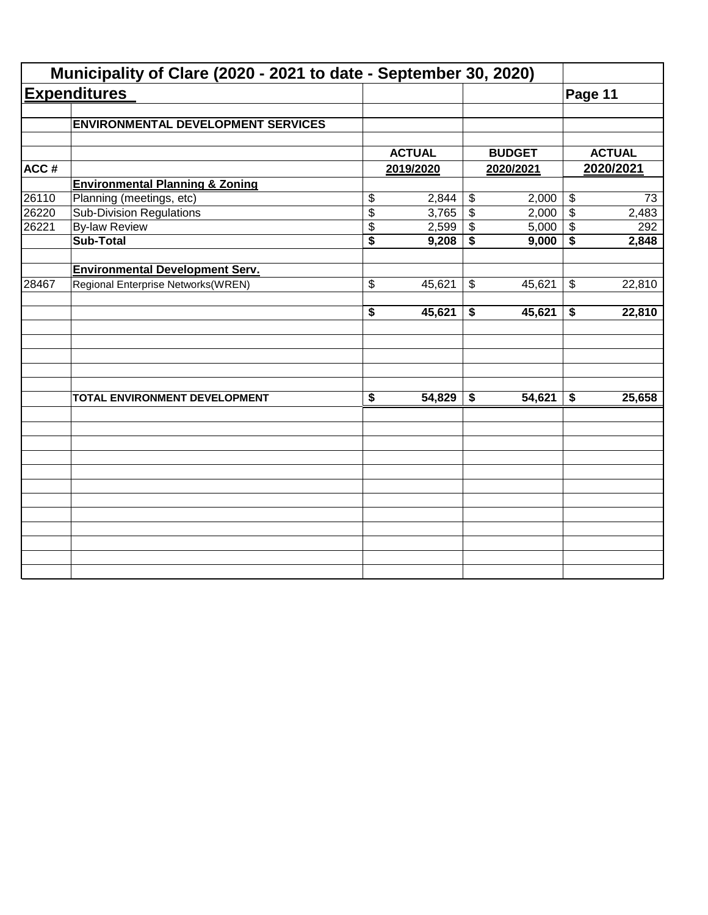# Municipality of Clare (2020 - 2021 to date - September 30, 2020)

## Expenditures

### ENVIRONMENTAL DEVELOPMENT SERVICES

| ACC # | | ACTUAL 2019/2020 | BUDGET 2020/2021 | ACTUAL 2020/2021 |
|---|---|---|---|---|
| | **Environmental Planning & Zoning** | | | |
| 26110 | Planning (meetings, etc) | $ 2,844 | $ 2,000 | $ 73 |
| 26220 | Sub-Division Regulations | $ 3,765 | $ 2,000 | $ 2,483 |
| 26221 | By-law Review | $ 2,599 | $ 5,000 | $ 292 |
| | **Sub-Total** | **$ 9,208** | **$ 9,000** | **$ 2,848** |
| | **Environmental Development Serv.** | | | |
| 28467 | Regional Enterprise Networks(WREN) | $ 45,621 | $ 45,621 | $ 22,810 |
| | | **$ 45,621** | **$ 45,621** | **$ 22,810** |
| | **TOTAL ENVIRONMENT DEVELOPMENT** | **$ 54,829** | **$ 54,621** | **$ 25,658** |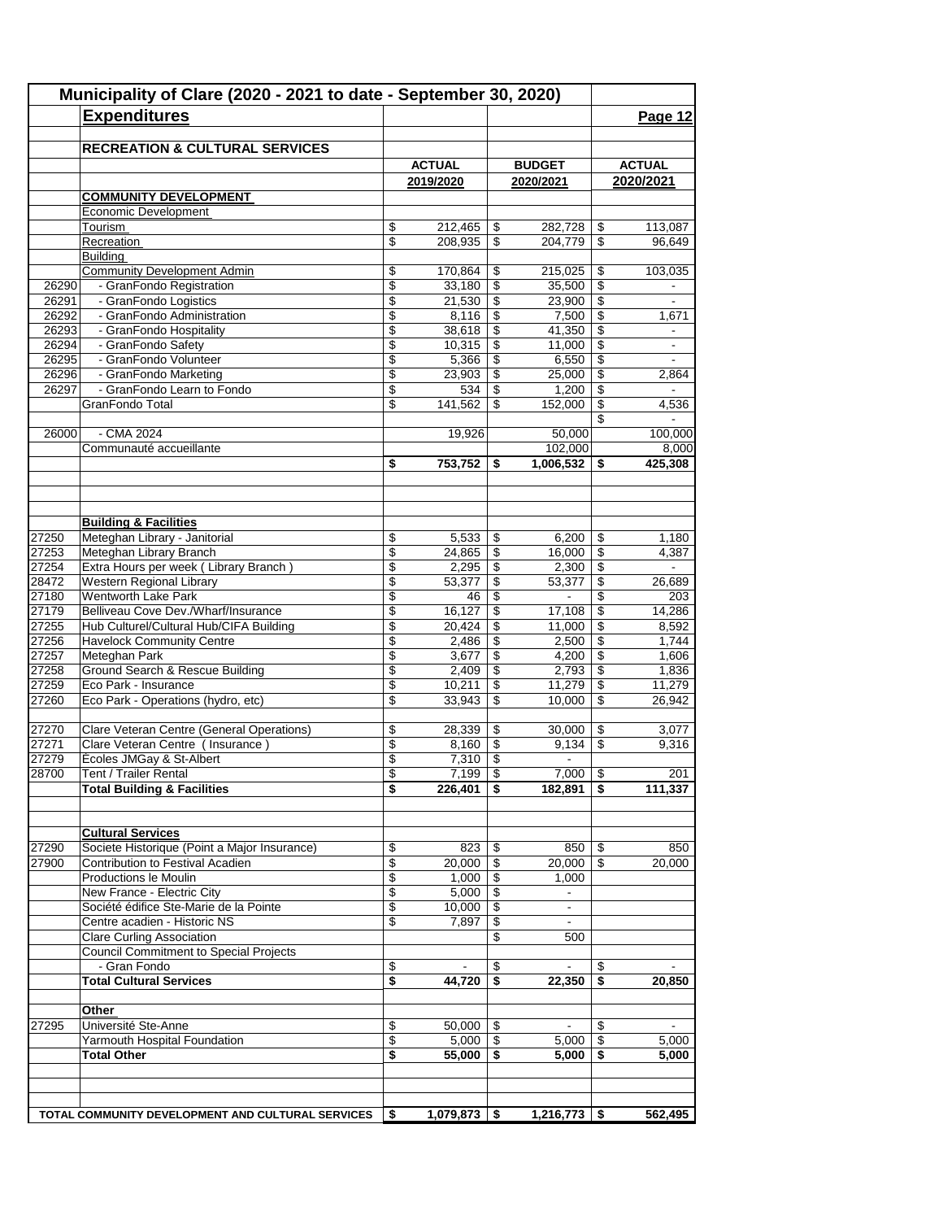## Municipality of Clare (2020 - 2021 to date - September 30, 2020)

### Expenditures

**Page 12**

| | **RECREATION & CULTURAL SERVICES** | **ACTUAL 2019/2020** | **BUDGET 2020/2021** | **ACTUAL 2020/2021** |
|---|---|---|---|---|
| | **COMMUNITY DEVELOPMENT** | | | |
| | Economic Development | | | |
| | Tourism | $ 212,465 | $ 282,728 | $ 113,087 |
| | Recreation | $ 208,935 | $ 204,779 | $ 96,649 |
| | Building | | | |
| | Community Development Admin | $ 170,864 | $ 215,025 | $ 103,035 |
| 26290 | - GranFondo Registration | $ 33,180 | $ 35,500 | $ - |
| 26291 | - GranFondo Logistics | $ 21,530 | $ 23,900 | $ - |
| 26292 | - GranFondo Administration | $ 8,116 | $ 7,500 | $ 1,671 |
| 26293 | - GranFondo Hospitality | $ 38,618 | $ 41,350 | $ - |
| 26294 | - GranFondo Safety | $ 10,315 | $ 11,000 | $ - |
| 26295 | - GranFondo Volunteer | $ 5,366 | $ 6,550 | $ - |
| 26296 | - GranFondo Marketing | $ 23,903 | $ 25,000 | $ 2,864 |
| 26297 | - GranFondo Learn to Fondo | $ 534 | $ 1,200 | $ - |
| | GranFondo Total | $ 141,562 | $ 152,000 | $ 4,536 |
| | | | | $ - |
| 26000 | - CMA 2024 | 19,926 | 50,000 | 100,000 |
| | Communauté accueillante | | 102,000 | 8,000 |
| | | **$ 753,752** | **$ 1,006,532** | **$ 425,308** |
| | **Building & Facilities** | | | |
| 27250 | Meteghan Library - Janitorial | $ 5,533 | $ 6,200 | $ 1,180 |
| 27253 | Meteghan Library Branch | $ 24,865 | $ 16,000 | $ 4,387 |
| 27254 | Extra Hours per week ( Library Branch ) | $ 2,295 | $ 2,300 | $ - |
| 28472 | Western Regional Library | $ 53,377 | $ 53,377 | $ 26,689 |
| 27180 | Wentworth Lake Park | $ 46 | $ - | $ 203 |
| 27179 | Belliveau Cove Dev./Wharf/Insurance | $ 16,127 | $ 17,108 | $ 14,286 |
| 27255 | Hub Culturel/Cultural Hub/CIFA Building | $ 20,424 | $ 11,000 | $ 8,592 |
| 27256 | Havelock Community Centre | $ 2,486 | $ 2,500 | $ 1,744 |
| 27257 | Meteghan Park | $ 3,677 | $ 4,200 | $ 1,606 |
| 27258 | Ground Search & Rescue Building | $ 2,409 | $ 2,793 | $ 1,836 |
| 27259 | Eco Park - Insurance | $ 10,211 | $ 11,279 | $ 11,279 |
| 27260 | Eco Park - Operations (hydro, etc) | $ 33,943 | $ 10,000 | $ 26,942 |
| 27270 | Clare Veteran Centre (General Operations) | $ 28,339 | $ 30,000 | $ 3,077 |
| 27271 | Clare Veteran Centre ( Insurance ) | $ 8,160 | $ 9,134 | $ 9,316 |
| 27279 | Écoles JMGay & St-Albert | $ 7,310 | $ - | |
| 28700 | Tent / Trailer Rental | $ 7,199 | $ 7,000 | $ 201 |
| | **Total Building & Facilities** | **$ 226,401** | **$ 182,891** | **$ 111,337** |
| | **Cultural Services** | | | |
| 27290 | Societe Historique (Point a Major Insurance) | $ 823 | $ 850 | $ 850 |
| 27900 | Contribution to Festival Acadien | $ 20,000 | $ 20,000 | $ 20,000 |
| | Productions le Moulin | $ 1,000 | $ 1,000 | |
| | New France - Electric City | $ 5,000 | $ - | |
| | Société édifice Ste-Marie de la Pointe | $ 10,000 | $ - | |
| | Centre acadien - Historic NS | $ 7,897 | $ - | |
| | Clare Curling Association | | $ 500 | |
| | Council Commitment to Special Projects | | | |
| | - Gran Fondo | $ - | $ - | $ - |
| | **Total Cultural Services** | **$ 44,720** | **$ 22,350** | **$ 20,850** |
| | **Other** | | | |
| 27295 | Université Ste-Anne | $ 50,000 | $ - | $ - |
| | Yarmouth Hospital Foundation | $ 5,000 | $ 5,000 | $ 5,000 |
| | **Total Other** | **$ 55,000** | **$ 5,000** | **$ 5,000** |
| | **TOTAL COMMUNITY DEVELOPMENT AND CULTURAL SERVICES** | **$ 1,079,873** | **$ 1,216,773** | **$ 562,495** |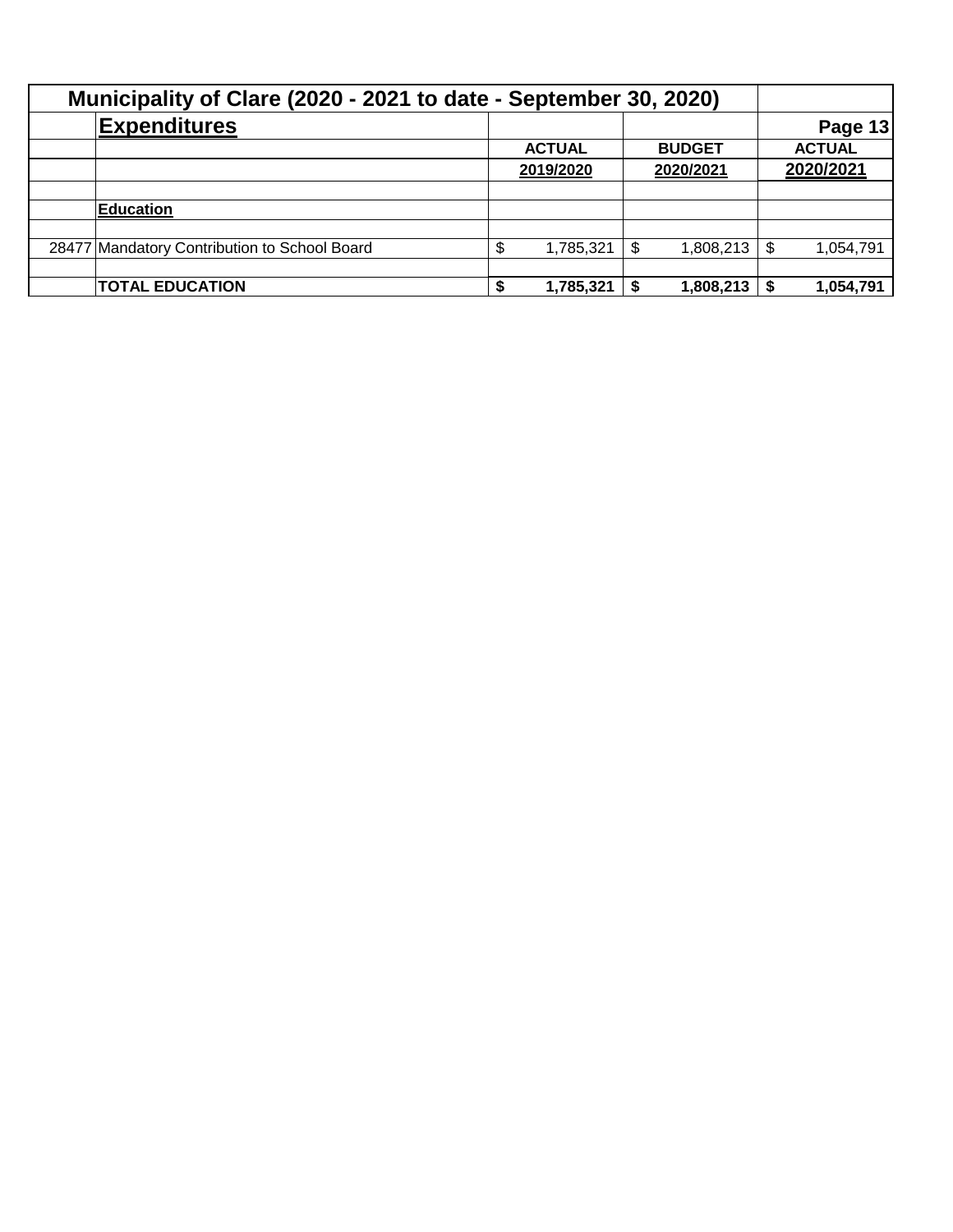# Municipality of Clare (2020 - 2021 to date - September 30, 2020)

## Expenditures

| | | ACTUAL 2019/2020 | BUDGET 2020/2021 | ACTUAL 2020/2021 |
|---|---|---|---|---|
| | **Education** | | | |
| 28477 | Mandatory Contribution to School Board | $ 1,785,321 | $ 1,808,213 | $ 1,054,791 |
| | **TOTAL EDUCATION** | **$ 1,785,321** | **$ 1,808,213** | **$ 1,054,791** |